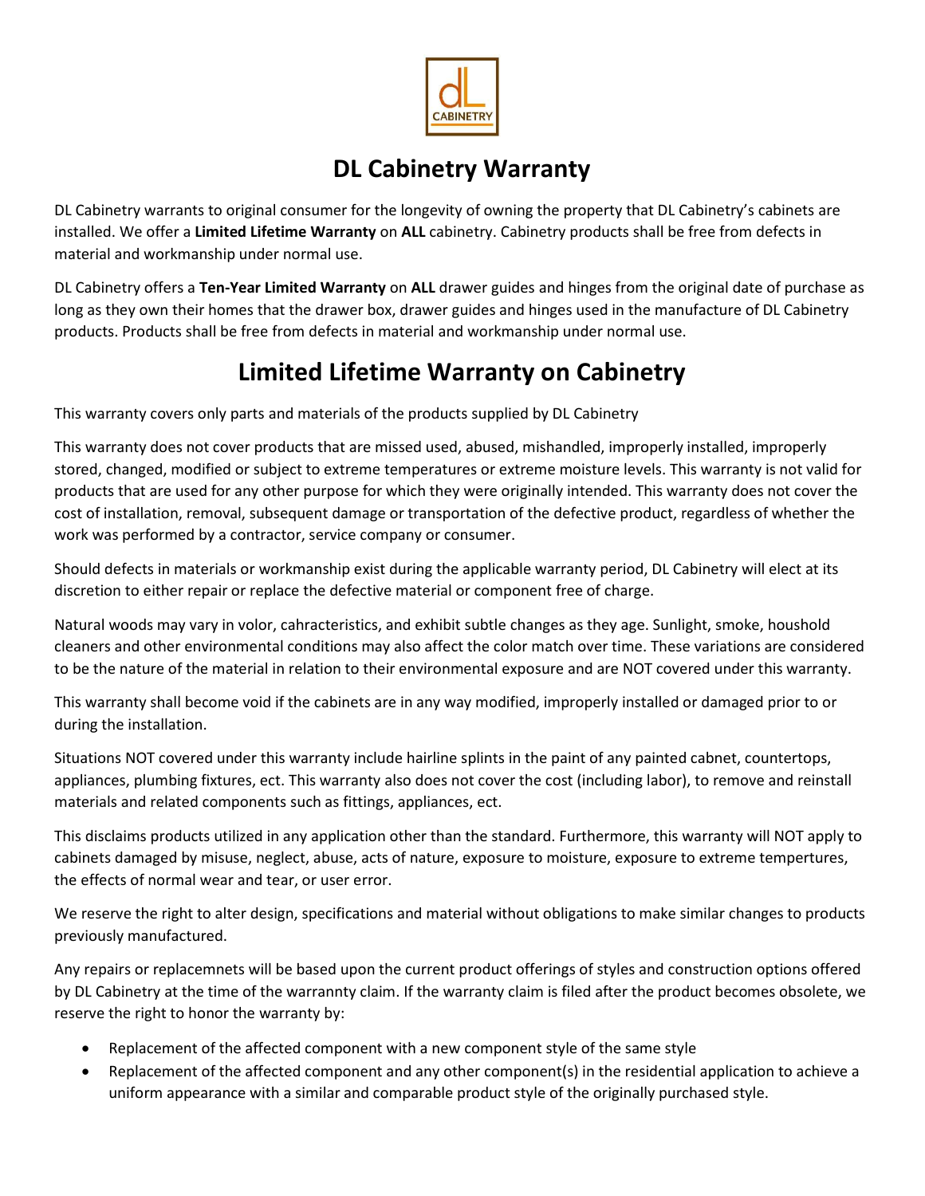# DL Cabinetry Warranty

DL Cabinetry warrants to original consumer for the longevity of owning the property that DL Cabinetry's cabinets are installed. We offer a **Limited Lifetime Warranty** on **ALL** cabinetry. Cabinetry products shall be free from defects in material and workmanship under normal use.

DL Cabinetry offers a **Ten-Year Limited Warranty** on **ALL** drawer guides and hinges from the original date of purchase as long as they own their homes that the drawer box, drawer guides and hinges used in the manufacture of DL Cabinetry products. Products shall be free from defects in material and workmanship under normal use.

# Limited Lifetime Warranty on Cabinetry

This warranty covers only parts and materials of the products supplied by DL Cabinetry

This warranty does not cover products that are missed used, abused, mishandled, improperly installed, improperly stored, changed, modified or subject to extreme temperatures or extreme moisture levels. This warranty is not valid for products that are used for any other purpose for which they were originally intended. This warranty does not cover the cost of installation, removal, subsequent damage or transportation of the defective product, regardless of whether the work was performed by a contractor, service company or consumer.

Should defects in materials or workmanship exist during the applicable warranty period, DL Cabinetry will elect at its discretion to either repair or replace the defective material or component free of charge.

Natural woods may vary in volor, cahracteristics, and exhibit subtle changes as they age. Sunlight, smoke, houshold cleaners and other environmental conditions may also affect the color match over time. These variations are considered to be the nature of the material in relation to their environmental exposure and are NOT covered under this warranty.

This warranty shall become void if the cabinets are in any way modified, improperly installed or damaged prior to or during the installation.

Situations NOT covered under this warranty include hairline splints in the paint of any painted cabnet, countertops, appliances, plumbing fixtures, ect. This warranty also does not cover the cost (including labor), to remove and reinstall materials and related components such as fittings, appliances, ect.

This disclaims products utilized in any application other than the standard. Furthermore, this warranty will NOT apply to cabinets damaged by misuse, neglect, abuse, acts of nature, exposure to moisture, exposure to extreme tempertures, the effects of normal wear and tear, or user error.

We reserve the right to alter design, specifications and material without obligations to make similar changes to products previously manufactured.

Any repairs or replacemnets will be based upon the current product offerings of styles and construction options offered by DL Cabinetry at the time of the warrannty claim. If the warranty claim is filed after the product becomes obsolete, we reserve the right to honor the warranty by:

- Replacement of the affected component with a new component style of the same style
- Replacement of the affected component and any other component(s) in the residential application to achieve a uniform appearance with a similar and comparable product style of the originally purchased style.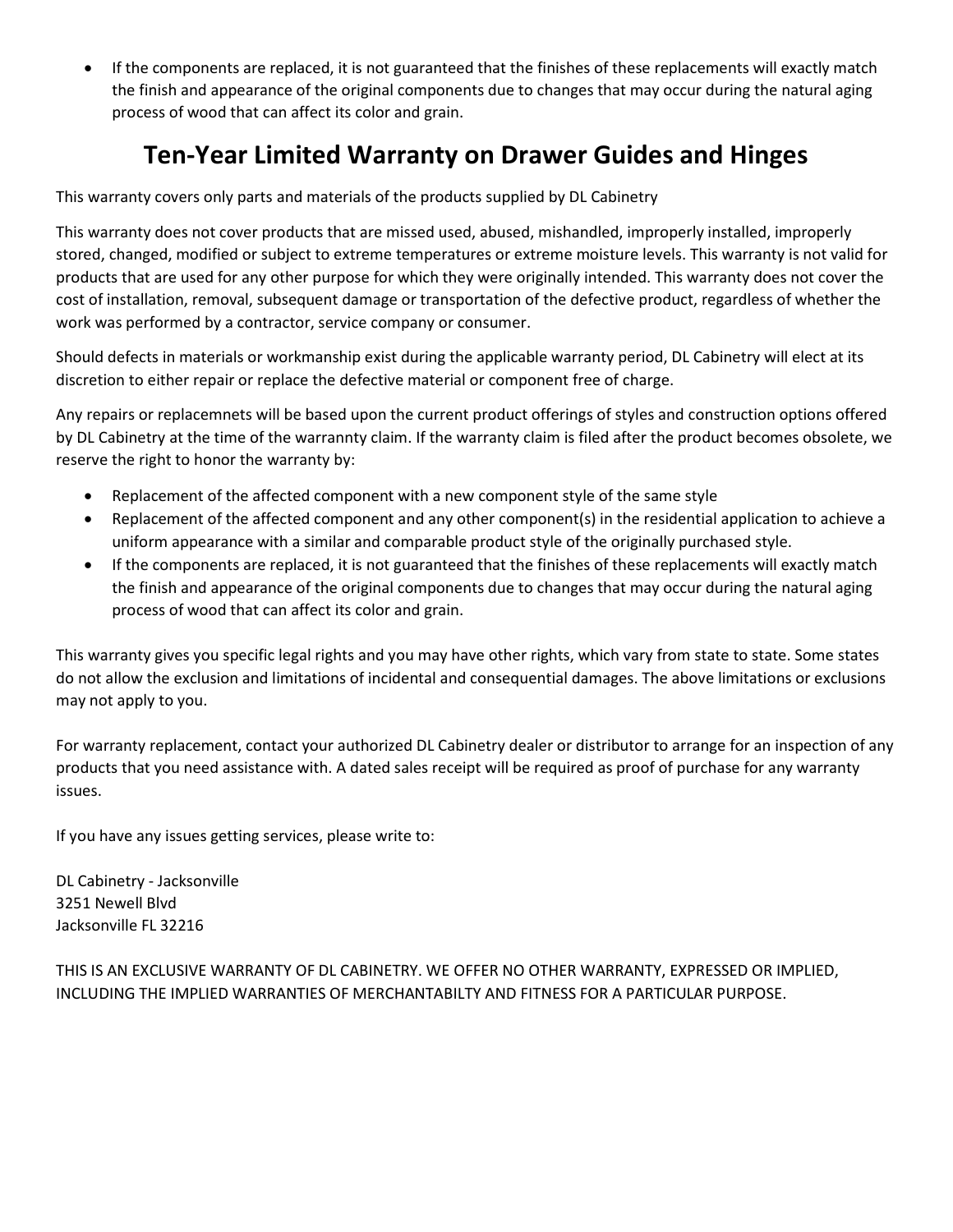- If the components are replaced, it is not guaranteed that the finishes of these replacements will exactly match the finish and appearance of the original components due to changes that may occur during the natural aging process of wood that can affect its color and grain.

## Ten-Year Limited Warranty on Drawer Guides and Hinges

This warranty covers only parts and materials of the products supplied by DL Cabinetry

This warranty does not cover products that are missed used, abused, mishandled, improperly installed, improperly stored, changed, modified or subject to extreme temperatures or extreme moisture levels. This warranty is not valid for products that are used for any other purpose for which they were originally intended. This warranty does not cover the cost of installation, removal, subsequent damage or transportation of the defective product, regardless of whether the work was performed by a contractor, service company or consumer.

Should defects in materials or workmanship exist during the applicable warranty period, DL Cabinetry will elect at its discretion to either repair or replace the defective material or component free of charge.

Any repairs or replacemnets will be based upon the current product offerings of styles and construction options offered by DL Cabinetry at the time of the warrannty claim. If the warranty claim is filed after the product becomes obsolete, we reserve the right to honor the warranty by:

- Replacement of the affected component with a new component style of the same style
- Replacement of the affected component and any other component(s) in the residential application to achieve a uniform appearance with a similar and comparable product style of the originally purchased style.
- If the components are replaced, it is not guaranteed that the finishes of these replacements will exactly match the finish and appearance of the original components due to changes that may occur during the natural aging process of wood that can affect its color and grain.

This warranty gives you specific legal rights and you may have other rights, which vary from state to state. Some states do not allow the exclusion and limitations of incidental and consequential damages. The above limitations or exclusions may not apply to you.

For warranty replacement, contact your authorized DL Cabinetry dealer or distributor to arrange for an inspection of any products that you need assistance with. A dated sales receipt will be required as proof of purchase for any warranty issues.

If you have any issues getting services, please write to:

DL Cabinetry - Jacksonville
3251 Newell Blvd
Jacksonville FL 32216

THIS IS AN EXCLUSIVE WARRANTY OF DL CABINETRY. WE OFFER NO OTHER WARRANTY, EXPRESSED OR IMPLIED, INCLUDING THE IMPLIED WARRANTIES OF MERCHANTABILTY AND FITNESS FOR A PARTICULAR PURPOSE.